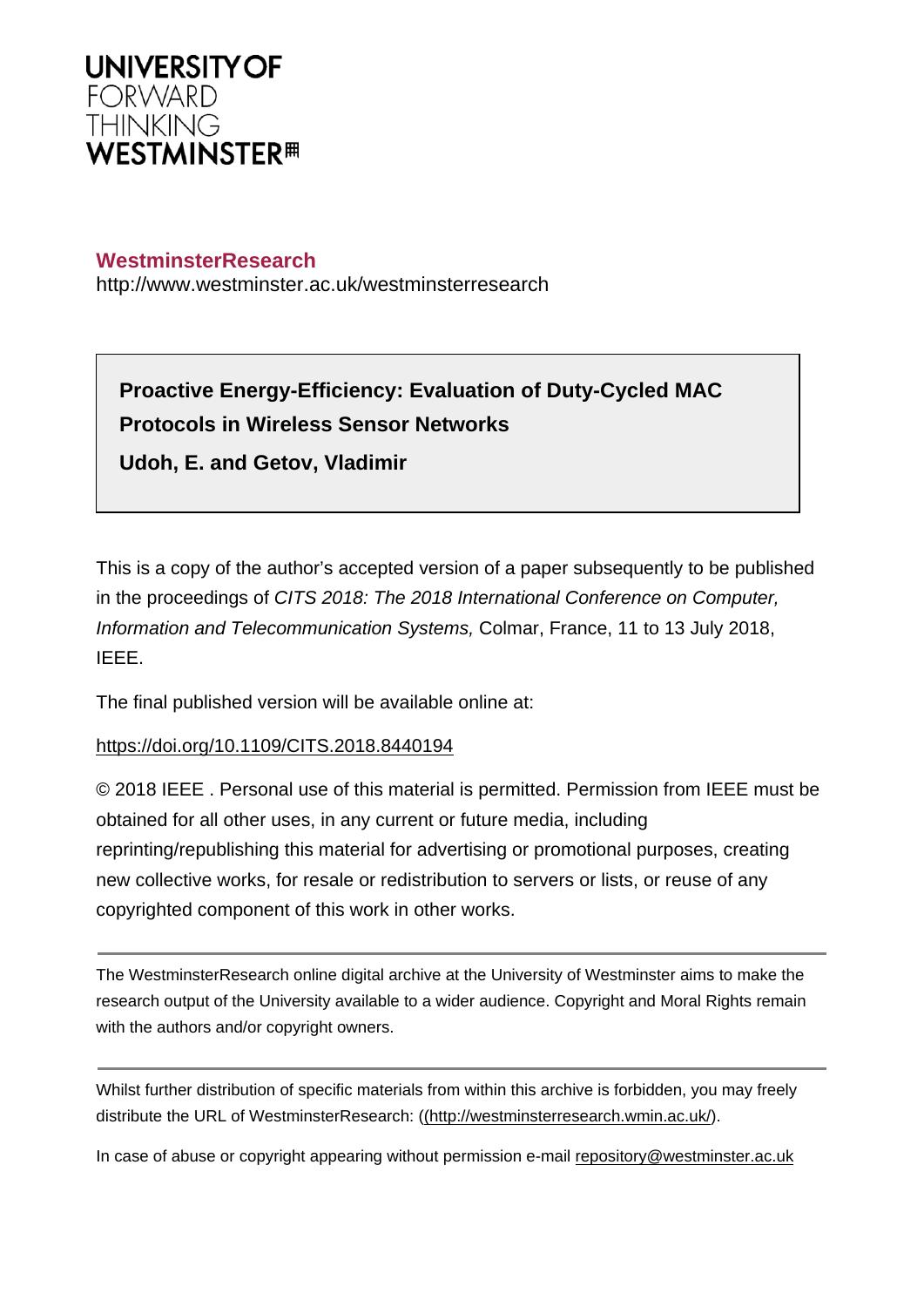UNIVERSITY OF
FORWARD
THINKING
WESTMINSTER

**WestminsterResearch**
http://www.westminster.ac.uk/westminsterresearch

**Proactive Energy-Efficiency: Evaluation of Duty-Cycled MAC Protocols in Wireless Sensor Networks**

**Udoh, E. and Getov, Vladimir**

This is a copy of the author's accepted version of a paper subsequently to be published in the proceedings of *CITS 2018: The 2018 International Conference on Computer, Information and Telecommunication Systems,* Colmar, France, 11 to 13 July 2018, IEEE.

The final published version will be available online at:

https://doi.org/10.1109/CITS.2018.8440194

© 2018 IEEE . Personal use of this material is permitted. Permission from IEEE must be obtained for all other uses, in any current or future media, including reprinting/republishing this material for advertising or promotional purposes, creating new collective works, for resale or redistribution to servers or lists, or reuse of any copyrighted component of this work in other works.

---

The WestminsterResearch online digital archive at the University of Westminster aims to make the research output of the University available to a wider audience. Copyright and Moral Rights remain with the authors and/or copyright owners.

---

Whilst further distribution of specific materials from within this archive is forbidden, you may freely distribute the URL of WestminsterResearch: ((http://westminsterresearch.wmin.ac.uk/).

In case of abuse or copyright appearing without permission e-mail repository@westminster.ac.uk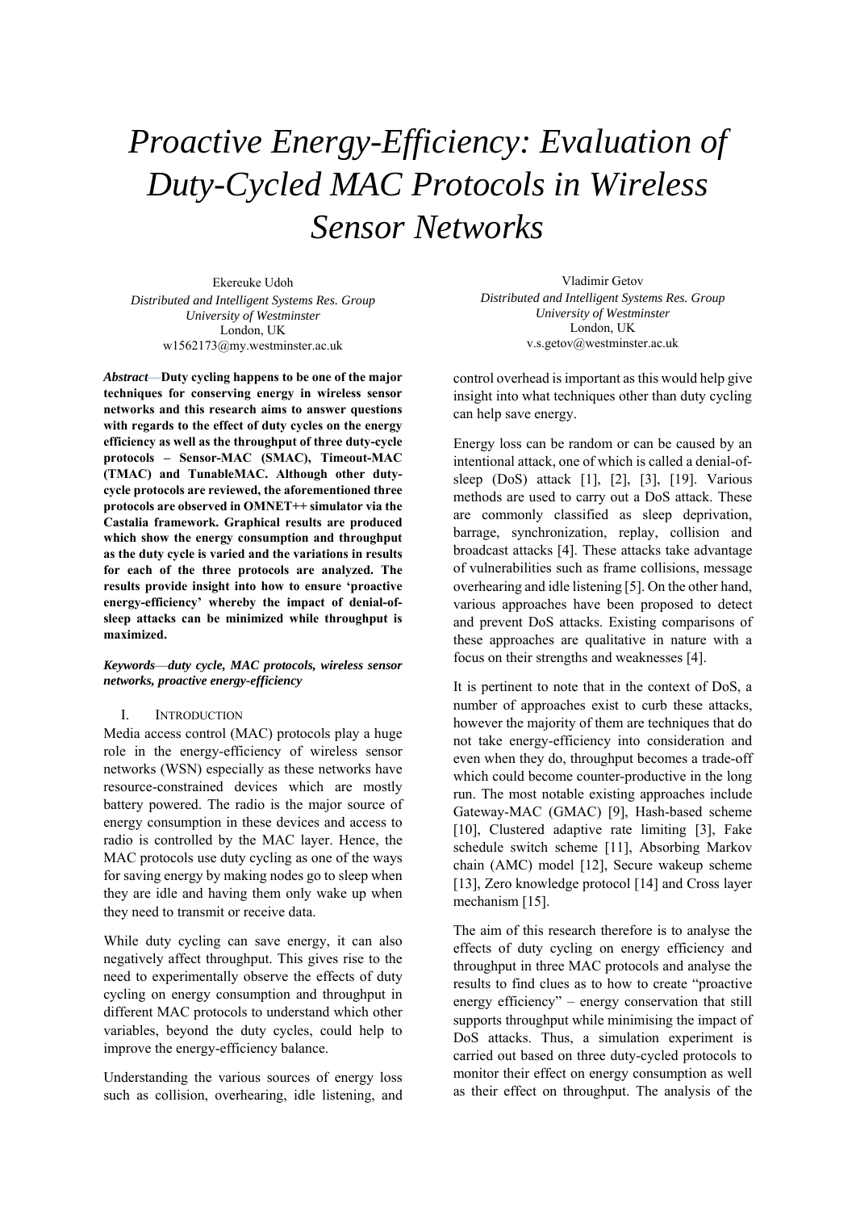# Proactive Energy-Efficiency: Evaluation of Duty-Cycled MAC Protocols in Wireless Sensor Networks

Ekereuke Udoh
*Distributed and Intelligent Systems Res. Group*
*University of Westminster*
London, UK
w1562173@my.westminster.ac.uk

Vladimir Getov
*Distributed and Intelligent Systems Res. Group*
*University of Westminster*
London, UK
v.s.getov@westminster.ac.uk

***Abstract*—Duty cycling happens to be one of the major techniques for conserving energy in wireless sensor networks and this research aims to answer questions with regards to the effect of duty cycles on the energy efficiency as well as the throughput of three duty-cycle protocols – Sensor-MAC (SMAC), Timeout-MAC (TMAC) and TunableMAC. Although other duty-cycle protocols are reviewed, the aforementioned three protocols are observed in OMNET++ simulator via the Castalia framework. Graphical results are produced which show the energy consumption and throughput as the duty cycle is varied and the variations in results for each of the three protocols are analyzed. The results provide insight into how to ensure 'proactive energy-efficiency' whereby the impact of denial-of-sleep attacks can be minimized while throughput is maximized.**

***Keywords*—duty cycle, MAC protocols, wireless sensor networks, proactive energy-efficiency**

## I. Introduction

Media access control (MAC) protocols play a huge role in the energy-efficiency of wireless sensor networks (WSN) especially as these networks have resource-constrained devices which are mostly battery powered. The radio is the major source of energy consumption in these devices and access to radio is controlled by the MAC layer. Hence, the MAC protocols use duty cycling as one of the ways for saving energy by making nodes go to sleep when they are idle and having them only wake up when they need to transmit or receive data.

While duty cycling can save energy, it can also negatively affect throughput. This gives rise to the need to experimentally observe the effects of duty cycling on energy consumption and throughput in different MAC protocols to understand which other variables, beyond the duty cycles, could help to improve the energy-efficiency balance.

Understanding the various sources of energy loss such as collision, overhearing, idle listening, and control overhead is important as this would help give insight into what techniques other than duty cycling can help save energy.

Energy loss can be random or can be caused by an intentional attack, one of which is called a denial-of-sleep (DoS) attack [1], [2], [3], [19]. Various methods are used to carry out a DoS attack. These are commonly classified as sleep deprivation, barrage, synchronization, replay, collision and broadcast attacks [4]. These attacks take advantage of vulnerabilities such as frame collisions, message overhearing and idle listening [5]. On the other hand, various approaches have been proposed to detect and prevent DoS attacks. Existing comparisons of these approaches are qualitative in nature with a focus on their strengths and weaknesses [4].

It is pertinent to note that in the context of DoS, a number of approaches exist to curb these attacks, however the majority of them are techniques that do not take energy-efficiency into consideration and even when they do, throughput becomes a trade-off which could become counter-productive in the long run. The most notable existing approaches include Gateway-MAC (GMAC) [9], Hash-based scheme [10], Clustered adaptive rate limiting [3], Fake schedule switch scheme [11], Absorbing Markov chain (AMC) model [12], Secure wakeup scheme [13], Zero knowledge protocol [14] and Cross layer mechanism [15].

The aim of this research therefore is to analyse the effects of duty cycling on energy efficiency and throughput in three MAC protocols and analyse the results to find clues as to how to create "proactive energy efficiency" – energy conservation that still supports throughput while minimising the impact of DoS attacks. Thus, a simulation experiment is carried out based on three duty-cycled protocols to monitor their effect on energy consumption as well as their effect on throughput. The analysis of the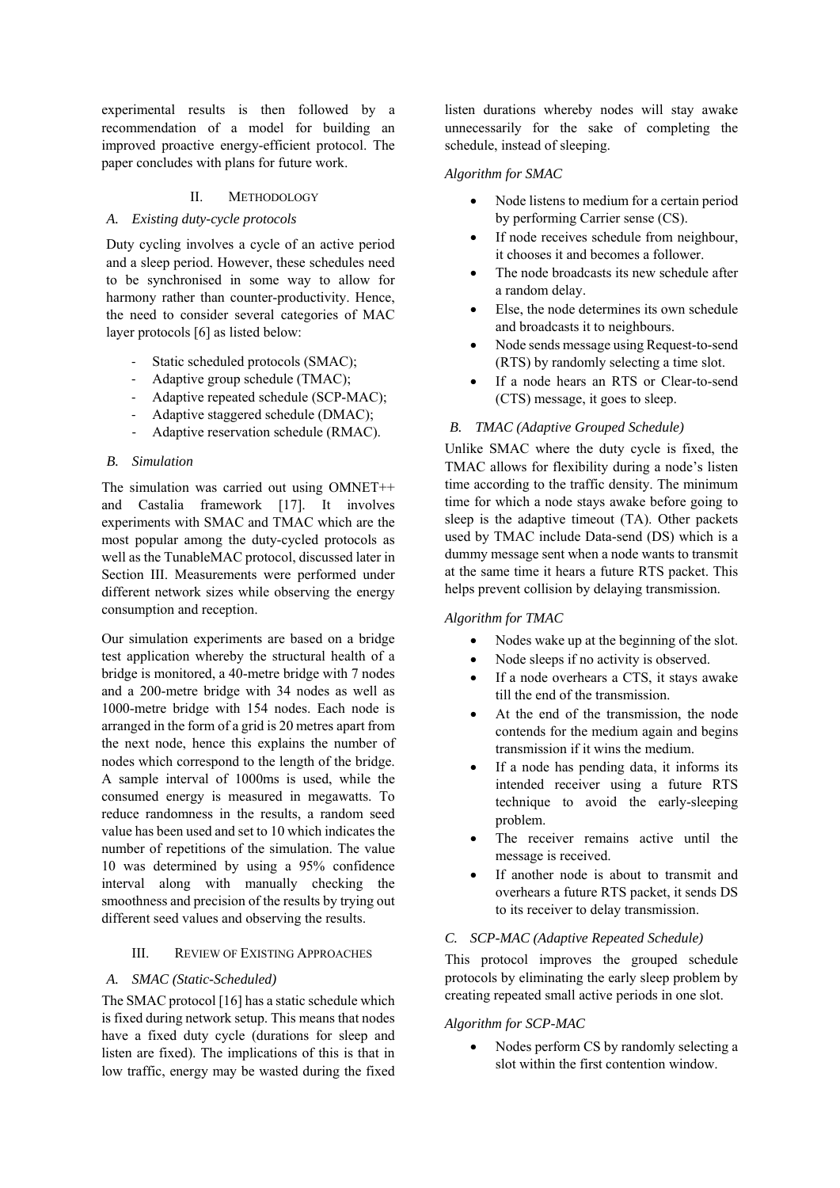experimental results is then followed by a recommendation of a model for building an improved proactive energy-efficient protocol. The paper concludes with plans for future work.

## II. Methodology

### A. Existing duty-cycle protocols

Duty cycling involves a cycle of an active period and a sleep period. However, these schedules need to be synchronised in some way to allow for harmony rather than counter-productivity. Hence, the need to consider several categories of MAC layer protocols [6] as listed below:

- Static scheduled protocols (SMAC);
- Adaptive group schedule (TMAC);
- Adaptive repeated schedule (SCP-MAC);
- Adaptive staggered schedule (DMAC);
- Adaptive reservation schedule (RMAC).

### B. Simulation

The simulation was carried out using OMNET++ and Castalia framework [17]. It involves experiments with SMAC and TMAC which are the most popular among the duty-cycled protocols as well as the TunableMAC protocol, discussed later in Section III. Measurements were performed under different network sizes while observing the energy consumption and reception.

Our simulation experiments are based on a bridge test application whereby the structural health of a bridge is monitored, a 40-metre bridge with 7 nodes and a 200-metre bridge with 34 nodes as well as 1000-metre bridge with 154 nodes. Each node is arranged in the form of a grid is 20 metres apart from the next node, hence this explains the number of nodes which correspond to the length of the bridge. A sample interval of 1000ms is used, while the consumed energy is measured in megawatts. To reduce randomness in the results, a random seed value has been used and set to 10 which indicates the number of repetitions of the simulation. The value 10 was determined by using a 95% confidence interval along with manually checking the smoothness and precision of the results by trying out different seed values and observing the results.

## III. Review of Existing Approaches

### A. SMAC (Static-Scheduled)

The SMAC protocol [16] has a static schedule which is fixed during network setup. This means that nodes have a fixed duty cycle (durations for sleep and listen are fixed). The implications of this is that in low traffic, energy may be wasted during the fixed listen durations whereby nodes will stay awake unnecessarily for the sake of completing the schedule, instead of sleeping.

*Algorithm for SMAC*

- Node listens to medium for a certain period by performing Carrier sense (CS).
- If node receives schedule from neighbour, it chooses it and becomes a follower.
- The node broadcasts its new schedule after a random delay.
- Else, the node determines its own schedule and broadcasts it to neighbours.
- Node sends message using Request-to-send (RTS) by randomly selecting a time slot.
- If a node hears an RTS or Clear-to-send (CTS) message, it goes to sleep.

### B. TMAC (Adaptive Grouped Schedule)

Unlike SMAC where the duty cycle is fixed, the TMAC allows for flexibility during a node's listen time according to the traffic density. The minimum time for which a node stays awake before going to sleep is the adaptive timeout (TA). Other packets used by TMAC include Data-send (DS) which is a dummy message sent when a node wants to transmit at the same time it hears a future RTS packet. This helps prevent collision by delaying transmission.

*Algorithm for TMAC*

- Nodes wake up at the beginning of the slot.
- Node sleeps if no activity is observed.
- If a node overhears a CTS, it stays awake till the end of the transmission.
- At the end of the transmission, the node contends for the medium again and begins transmission if it wins the medium.
- If a node has pending data, it informs its intended receiver using a future RTS technique to avoid the early-sleeping problem.
- The receiver remains active until the message is received.
- If another node is about to transmit and overhears a future RTS packet, it sends DS to its receiver to delay transmission.

### C. SCP-MAC (Adaptive Repeated Schedule)

This protocol improves the grouped schedule protocols by eliminating the early sleep problem by creating repeated small active periods in one slot.

*Algorithm for SCP-MAC*

- Nodes perform CS by randomly selecting a slot within the first contention window.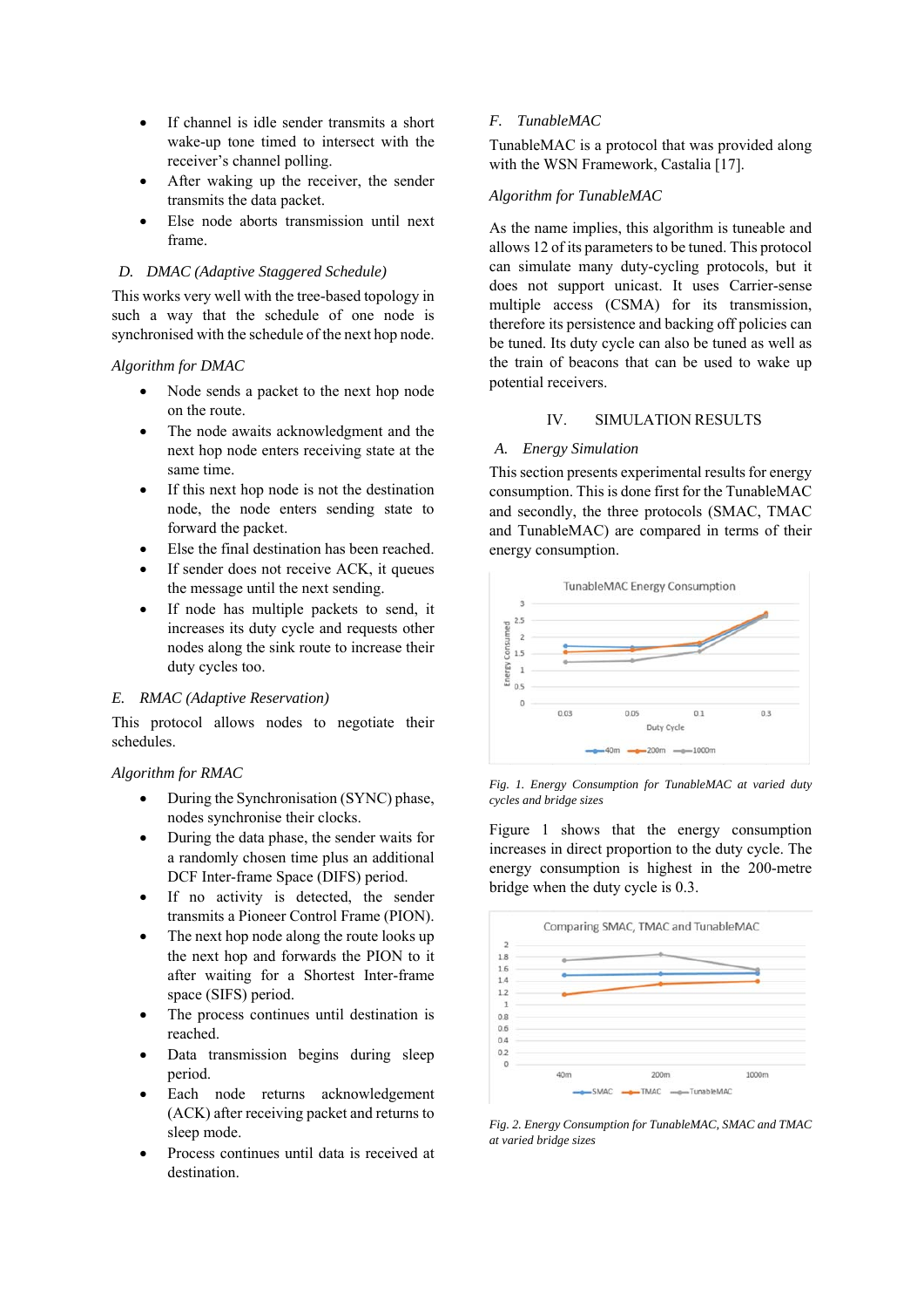- If channel is idle sender transmits a short wake-up tone timed to intersect with the receiver's channel polling.
- After waking up the receiver, the sender transmits the data packet.
- Else node aborts transmission until next frame.

### D. DMAC (Adaptive Staggered Schedule)

This works very well with the tree-based topology in such a way that the schedule of one node is synchronised with the schedule of the next hop node.

*Algorithm for DMAC*

- Node sends a packet to the next hop node on the route.
- The node awaits acknowledgment and the next hop node enters receiving state at the same time.
- If this next hop node is not the destination node, the node enters sending state to forward the packet.
- Else the final destination has been reached.
- If sender does not receive ACK, it queues the message until the next sending.
- If node has multiple packets to send, it increases its duty cycle and requests other nodes along the sink route to increase their duty cycles too.

### E. RMAC (Adaptive Reservation)

This protocol allows nodes to negotiate their schedules.

*Algorithm for RMAC*

- During the Synchronisation (SYNC) phase, nodes synchronise their clocks.
- During the data phase, the sender waits for a randomly chosen time plus an additional DCF Inter-frame Space (DIFS) period.
- If no activity is detected, the sender transmits a Pioneer Control Frame (PION).
- The next hop node along the route looks up the next hop and forwards the PION to it after waiting for a Shortest Inter-frame space (SIFS) period.
- The process continues until destination is reached.
- Data transmission begins during sleep period.
- Each node returns acknowledgement (ACK) after receiving packet and returns to sleep mode.
- Process continues until data is received at destination.

### F. TunableMAC

TunableMAC is a protocol that was provided along with the WSN Framework, Castalia [17].

*Algorithm for TunableMAC*

As the name implies, this algorithm is tuneable and allows 12 of its parameters to be tuned. This protocol can simulate many duty-cycling protocols, but it does not support unicast. It uses Carrier-sense multiple access (CSMA) for its transmission, therefore its persistence and backing off policies can be tuned. Its duty cycle can also be tuned as well as the train of beacons that can be used to wake up potential receivers.

## IV. SIMULATION RESULTS

### A. Energy Simulation

This section presents experimental results for energy consumption. This is done first for the TunableMAC and secondly, the three protocols (SMAC, TMAC and TunableMAC) are compared in terms of their energy consumption.

TunableMAC Energy Consumption

Energy Consumed

3
2.5
2
1.5
1
0.5
0

0.03 0.05 0.1 0.3

Duty Cycle

40m 200m 1000m

*Fig. 1. Energy Consumption for TunableMAC at varied duty cycles and bridge sizes*

Figure 1 shows that the energy consumption increases in direct proportion to the duty cycle. The energy consumption is highest in the 200-metre bridge when the duty cycle is 0.3.

Comparing SMAC, TMAC and TunableMAC

2
1.8
1.6
1.4
1.2
1
0.8
0.6
0.4
0.2
0

40m 200m 1000m

SMAC TMAC TunableMAC

*Fig. 2. Energy Consumption for TunableMAC, SMAC and TMAC at varied bridge sizes*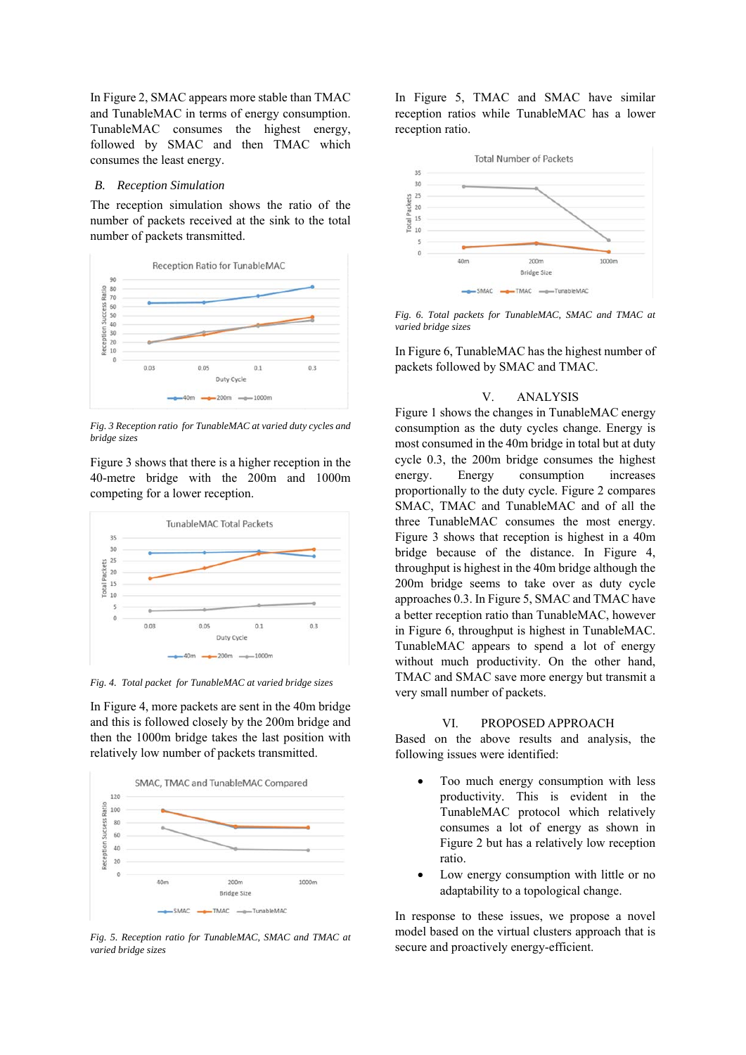In Figure 2, SMAC appears more stable than TMAC and TunableMAC in terms of energy consumption. TunableMAC consumes the highest energy, followed by SMAC and then TMAC which consumes the least energy.

### *B. Reception Simulation*

The reception simulation shows the ratio of the number of packets received at the sink to the total number of packets transmitted.

*Fig. 3 Reception ratio for TunableMAC at varied duty cycles and bridge sizes*

Figure 3 shows that there is a higher reception in the 40-metre bridge with the 200m and 1000m competing for a lower reception.

*Fig. 4. Total packet for TunableMAC at varied bridge sizes*

In Figure 4, more packets are sent in the 40m bridge and this is followed closely by the 200m bridge and then the 1000m bridge takes the last position with relatively low number of packets transmitted.

*Fig. 5. Reception ratio for TunableMAC, SMAC and TMAC at varied bridge sizes*

In Figure 5, TMAC and SMAC have similar reception ratios while TunableMAC has a lower reception ratio.

*Fig. 6. Total packets for TunableMAC, SMAC and TMAC at varied bridge sizes*

In Figure 6, TunableMAC has the highest number of packets followed by SMAC and TMAC.

## V. ANALYSIS

Figure 1 shows the changes in TunableMAC energy consumption as the duty cycles change. Energy is most consumed in the 40m bridge in total but at duty cycle 0.3, the 200m bridge consumes the highest energy. Energy consumption increases proportionally to the duty cycle. Figure 2 compares SMAC, TMAC and TunableMAC and of all the three TunableMAC consumes the most energy. Figure 3 shows that reception is highest in a 40m bridge because of the distance. In Figure 4, throughput is highest in the 40m bridge although the 200m bridge seems to take over as duty cycle approaches 0.3. In Figure 5, SMAC and TMAC have a better reception ratio than TunableMAC, however in Figure 6, throughput is highest in TunableMAC. TunableMAC appears to spend a lot of energy without much productivity. On the other hand, TMAC and SMAC save more energy but transmit a very small number of packets.

## VI. PROPOSED APPROACH

Based on the above results and analysis, the following issues were identified:

- Too much energy consumption with less productivity. This is evident in the TunableMAC protocol which relatively consumes a lot of energy as shown in Figure 2 but has a relatively low reception ratio.
- Low energy consumption with little or no adaptability to a topological change.

In response to these issues, we propose a novel model based on the virtual clusters approach that is secure and proactively energy-efficient.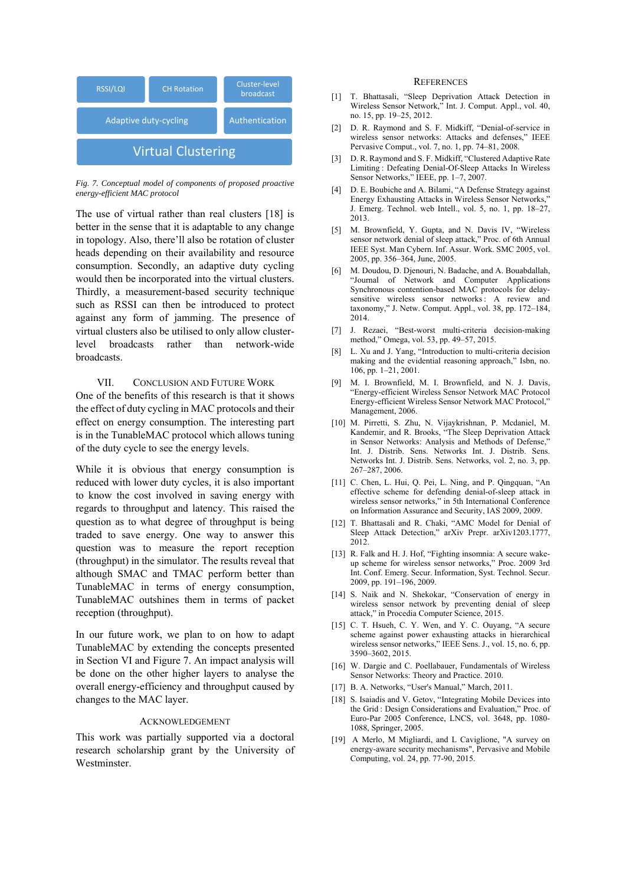RSSI/LQI

CH Rotation

Cluster-level broadcast

Adaptive duty-cycling

Authentication

Virtual Clustering

*Fig. 7. Conceptual model of components of proposed proactive energy-efficient MAC protocol*

The use of virtual rather than real clusters [18] is better in the sense that it is adaptable to any change in topology. Also, there'll also be rotation of cluster heads depending on their availability and resource consumption. Secondly, an adaptive duty cycling would then be incorporated into the virtual clusters. Thirdly, a measurement-based security technique such as RSSI can then be introduced to protect against any form of jamming. The presence of virtual clusters also be utilised to only allow cluster-level broadcasts rather than network-wide broadcasts.

## VII. Conclusion and Future Work

One of the benefits of this research is that it shows the effect of duty cycling in MAC protocols and their effect on energy consumption. The interesting part is in the TunableMAC protocol which allows tuning of the duty cycle to see the energy levels.

While it is obvious that energy consumption is reduced with lower duty cycles, it is also important to know the cost involved in saving energy with regards to throughput and latency. This raised the question as to what degree of throughput is being traded to save energy. One way to answer this question was to measure the report reception (throughput) in the simulator. The results reveal that although SMAC and TMAC perform better than TunableMAC in terms of energy consumption, TunableMAC outshines them in terms of packet reception (throughput).

In our future work, we plan to on how to adapt TunableMAC by extending the concepts presented in Section VI and Figure 7. An impact analysis will be done on the other higher layers to analyse the overall energy-efficiency and throughput caused by changes to the MAC layer.

## Acknowledgement

This work was partially supported via a doctoral research scholarship grant by the University of Westminster.

## References

[1] T. Bhattasali, "Sleep Deprivation Attack Detection in Wireless Sensor Network," Int. J. Comput. Appl., vol. 40, no. 15, pp. 19–25, 2012.

[2] D. R. Raymond and S. F. Midkiff, "Denial-of-service in wireless sensor networks: Attacks and defenses," IEEE Pervasive Comput., vol. 7, no. 1, pp. 74–81, 2008.

[3] D. R. Raymond and S. F. Midkiff, "Clustered Adaptive Rate Limiting : Defeating Denial-Of-Sleep Attacks In Wireless Sensor Networks," IEEE, pp. 1–7, 2007.

[4] D. E. Boubiche and A. Bilami, "A Defense Strategy against Energy Exhausting Attacks in Wireless Sensor Networks," J. Emerg. Technol. web Intell., vol. 5, no. 1, pp. 18–27, 2013.

[5] M. Brownfield, Y. Gupta, and N. Davis IV, "Wireless sensor network denial of sleep attack," Proc. of 6th Annual IEEE Syst. Man Cybern. Inf. Assur. Work. SMC 2005, vol. 2005, pp. 356–364, June, 2005.

[6] M. Doudou, D. Djenouri, N. Badache, and A. Bouabdallah, "Journal of Network and Computer Applications Synchronous contention-based MAC protocols for delay-sensitive wireless sensor networks : A review and taxonomy," J. Netw. Comput. Appl., vol. 38, pp. 172–184, 2014.

[7] J. Rezaei, "Best-worst multi-criteria decision-making method," Omega, vol. 53, pp. 49–57, 2015.

[8] L. Xu and J. Yang, "Introduction to multi-criteria decision making and the evidential reasoning approach," Isbn, no. 106, pp. 1–21, 2001.

[9] M. I. Brownfield, M. I. Brownfield, and N. J. Davis, "Energy-efficient Wireless Sensor Network MAC Protocol Energy-efficient Wireless Sensor Network MAC Protocol," Management, 2006.

[10] M. Pirretti, S. Zhu, N. Vijaykrishnan, P. Mcdaniel, M. Kandemir, and R. Brooks, "The Sleep Deprivation Attack in Sensor Networks: Analysis and Methods of Defense," Int. J. Distrib. Sens. Networks Int. J. Distrib. Sens. Networks Int. J. Distrib. Sens. Networks, vol. 2, no. 3, pp. 267–287, 2006.

[11] C. Chen, L. Hui, Q. Pei, L. Ning, and P. Qingquan, "An effective scheme for defending denial-of-sleep attack in wireless sensor networks," in 5th International Conference on Information Assurance and Security, IAS 2009, 2009.

[12] T. Bhattasali and R. Chaki, "AMC Model for Denial of Sleep Attack Detection," arXiv Prepr. arXiv1203.1777, 2012.

[13] R. Falk and H. J. Hof, "Fighting insomnia: A secure wake-up scheme for wireless sensor networks," Proc. 2009 3rd Int. Conf. Emerg. Secur. Information, Syst. Technol. Secur. 2009, pp. 191–196, 2009.

[14] S. Naik and N. Shekokar, "Conservation of energy in wireless sensor network by preventing denial of sleep attack," in Procedia Computer Science, 2015.

[15] C. T. Hsueh, C. Y. Wen, and Y. C. Ouyang, "A secure scheme against power exhausting attacks in hierarchical wireless sensor networks," IEEE Sens. J., vol. 15, no. 6, pp. 3590–3602, 2015.

[16] W. Dargie and C. Poellabauer, Fundamentals of Wireless Sensor Networks: Theory and Practice. 2010.

[17] B. A. Networks, "User's Manual," March, 2011.

[18] S. Isaiadis and V. Getov, "Integrating Mobile Devices into the Grid : Design Considerations and Evaluation," Proc. of Euro-Par 2005 Conference, LNCS, vol. 3648, pp. 1080-1088, Springer, 2005.

[19] A Merlo, M Migliardi, and L Caviglione, "A survey on energy-aware security mechanisms", Pervasive and Mobile Computing, vol. 24, pp. 77-90, 2015.